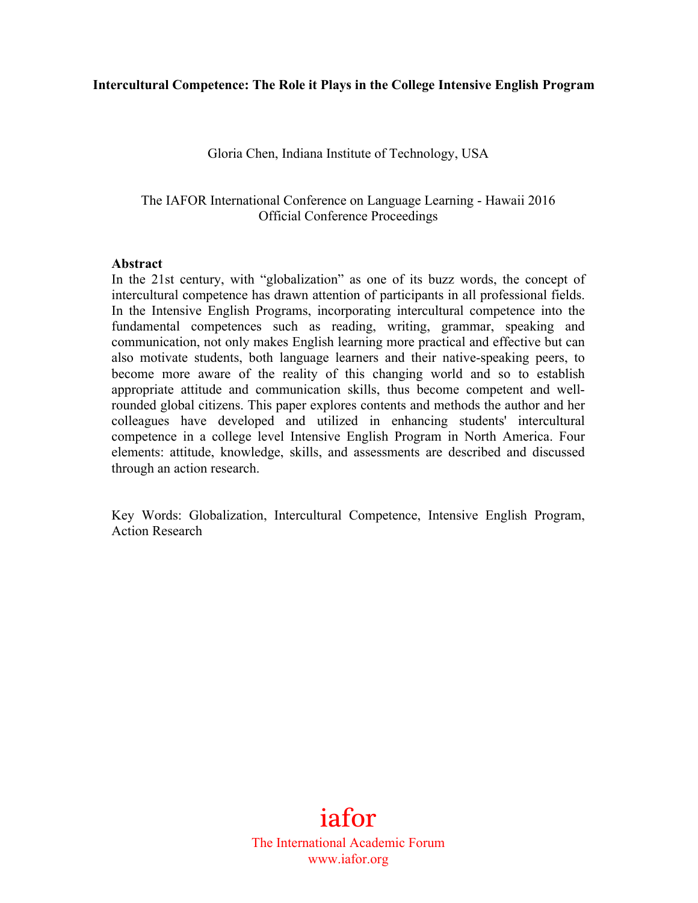# Intercultural Competence: The Role it Plays in the College Intensive English Program

Gloria Chen, Indiana Institute of Technology, USA

The IAFOR International Conference on Language Learning - Hawaii 2016
Official Conference Proceedings

**Abstract**

In the 21st century, with "globalization" as one of its buzz words, the concept of intercultural competence has drawn attention of participants in all professional fields. In the Intensive English Programs, incorporating intercultural competence into the fundamental competences such as reading, writing, grammar, speaking and communication, not only makes English learning more practical and effective but can also motivate students, both language learners and their native-speaking peers, to become more aware of the reality of this changing world and so to establish appropriate attitude and communication skills, thus become competent and well-rounded global citizens. This paper explores contents and methods the author and her colleagues have developed and utilized in enhancing students' intercultural competence in a college level Intensive English Program in North America. Four elements: attitude, knowledge, skills, and assessments are described and discussed through an action research.

Key Words: Globalization, Intercultural Competence, Intensive English Program, Action Research

iafor
The International Academic Forum
www.iafor.org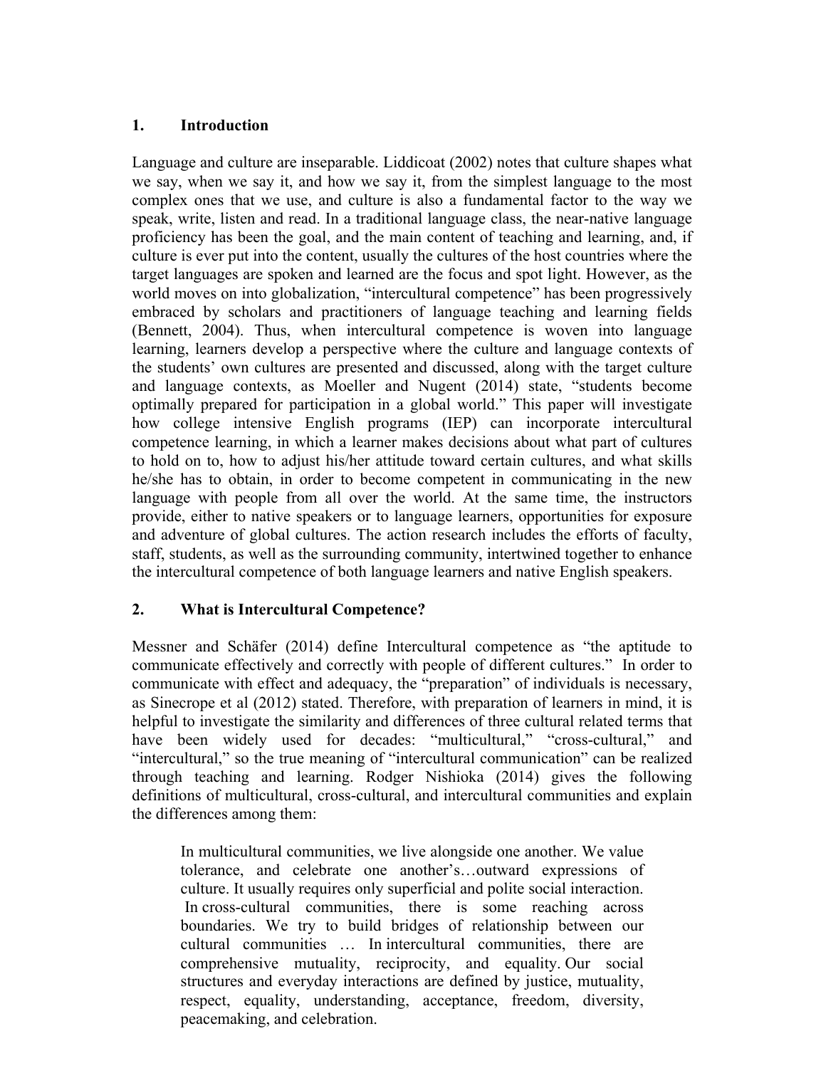## 1. Introduction

Language and culture are inseparable. Liddicoat (2002) notes that culture shapes what we say, when we say it, and how we say it, from the simplest language to the most complex ones that we use, and culture is also a fundamental factor to the way we speak, write, listen and read. In a traditional language class, the near-native language proficiency has been the goal, and the main content of teaching and learning, and, if culture is ever put into the content, usually the cultures of the host countries where the target languages are spoken and learned are the focus and spot light. However, as the world moves on into globalization, "intercultural competence" has been progressively embraced by scholars and practitioners of language teaching and learning fields (Bennett, 2004). Thus, when intercultural competence is woven into language learning, learners develop a perspective where the culture and language contexts of the students' own cultures are presented and discussed, along with the target culture and language contexts, as Moeller and Nugent (2014) state, "students become optimally prepared for participation in a global world." This paper will investigate how college intensive English programs (IEP) can incorporate intercultural competence learning, in which a learner makes decisions about what part of cultures to hold on to, how to adjust his/her attitude toward certain cultures, and what skills he/she has to obtain, in order to become competent in communicating in the new language with people from all over the world. At the same time, the instructors provide, either to native speakers or to language learners, opportunities for exposure and adventure of global cultures. The action research includes the efforts of faculty, staff, students, as well as the surrounding community, intertwined together to enhance the intercultural competence of both language learners and native English speakers.

## 2. What is Intercultural Competence?

Messner and Schäfer (2014) define Intercultural competence as "the aptitude to communicate effectively and correctly with people of different cultures." In order to communicate with effect and adequacy, the "preparation" of individuals is necessary, as Sinecrope et al (2012) stated. Therefore, with preparation of learners in mind, it is helpful to investigate the similarity and differences of three cultural related terms that have been widely used for decades: "multicultural," "cross-cultural," and "intercultural," so the true meaning of "intercultural communication" can be realized through teaching and learning. Rodger Nishioka (2014) gives the following definitions of multicultural, cross-cultural, and intercultural communities and explain the differences among them:

> In multicultural communities, we live alongside one another. We value tolerance, and celebrate one another's…outward expressions of culture. It usually requires only superficial and polite social interaction. In cross-cultural communities, there is some reaching across boundaries. We try to build bridges of relationship between our cultural communities … In intercultural communities, there are comprehensive mutuality, reciprocity, and equality. Our social structures and everyday interactions are defined by justice, mutuality, respect, equality, understanding, acceptance, freedom, diversity, peacemaking, and celebration.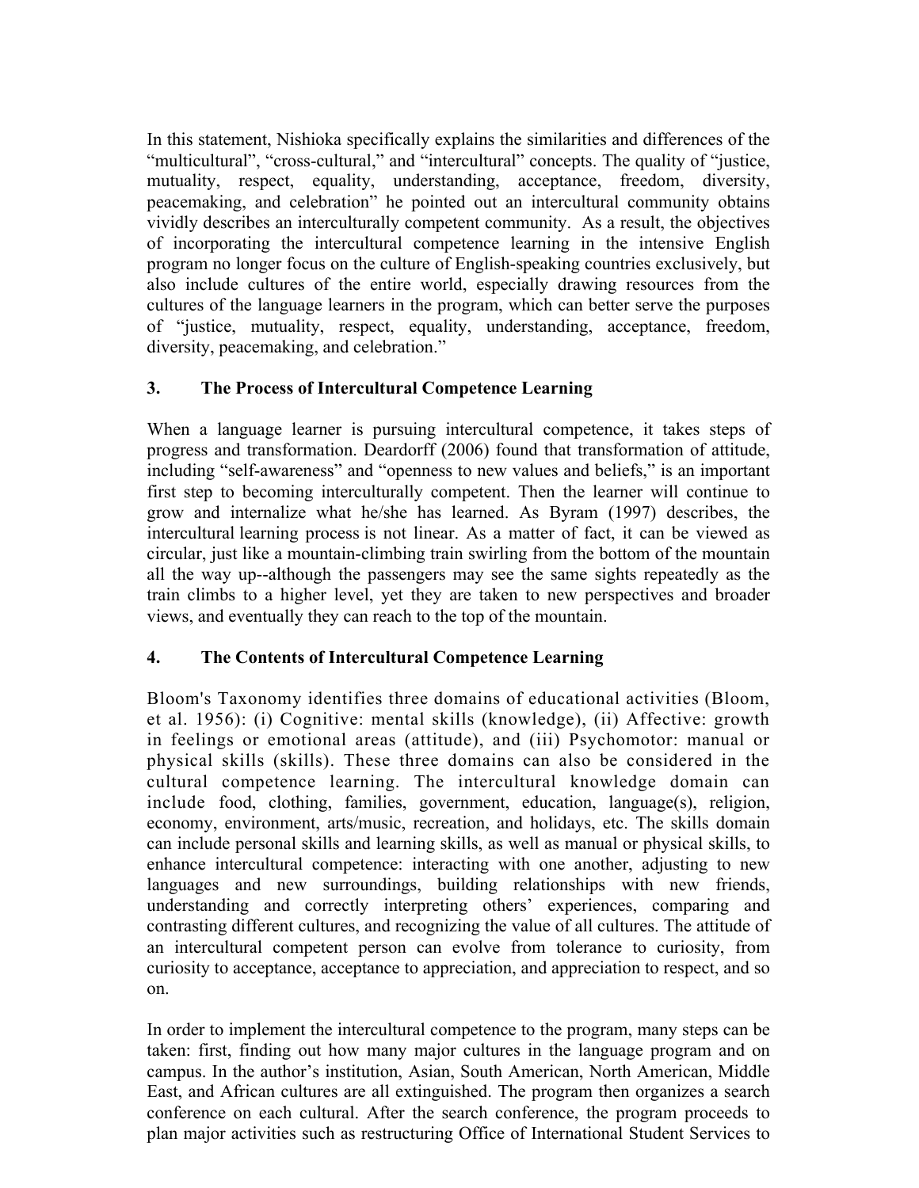In this statement, Nishioka specifically explains the similarities and differences of the "multicultural", "cross-cultural," and "intercultural" concepts. The quality of "justice, mutuality, respect, equality, understanding, acceptance, freedom, diversity, peacemaking, and celebration" he pointed out an intercultural community obtains vividly describes an interculturally competent community. As a result, the objectives of incorporating the intercultural competence learning in the intensive English program no longer focus on the culture of English-speaking countries exclusively, but also include cultures of the entire world, especially drawing resources from the cultures of the language learners in the program, which can better serve the purposes of "justice, mutuality, respect, equality, understanding, acceptance, freedom, diversity, peacemaking, and celebration."

## 3. The Process of Intercultural Competence Learning

When a language learner is pursuing intercultural competence, it takes steps of progress and transformation. Deardorff (2006) found that transformation of attitude, including "self-awareness" and "openness to new values and beliefs," is an important first step to becoming interculturally competent. Then the learner will continue to grow and internalize what he/she has learned. As Byram (1997) describes, the intercultural learning process is not linear. As a matter of fact, it can be viewed as circular, just like a mountain-climbing train swirling from the bottom of the mountain all the way up--although the passengers may see the same sights repeatedly as the train climbs to a higher level, yet they are taken to new perspectives and broader views, and eventually they can reach to the top of the mountain.

## 4. The Contents of Intercultural Competence Learning

Bloom's Taxonomy identifies three domains of educational activities (Bloom, et al. 1956): (i) Cognitive: mental skills (knowledge), (ii) Affective: growth in feelings or emotional areas (attitude), and (iii) Psychomotor: manual or physical skills (skills). These three domains can also be considered in the cultural competence learning. The intercultural knowledge domain can include food, clothing, families, government, education, language(s), religion, economy, environment, arts/music, recreation, and holidays, etc. The skills domain can include personal skills and learning skills, as well as manual or physical skills, to enhance intercultural competence: interacting with one another, adjusting to new languages and new surroundings, building relationships with new friends, understanding and correctly interpreting others' experiences, comparing and contrasting different cultures, and recognizing the value of all cultures. The attitude of an intercultural competent person can evolve from tolerance to curiosity, from curiosity to acceptance, acceptance to appreciation, and appreciation to respect, and so on.

In order to implement the intercultural competence to the program, many steps can be taken: first, finding out how many major cultures in the language program and on campus. In the author's institution, Asian, South American, North American, Middle East, and African cultures are all extinguished. The program then organizes a search conference on each cultural. After the search conference, the program proceeds to plan major activities such as restructuring Office of International Student Services to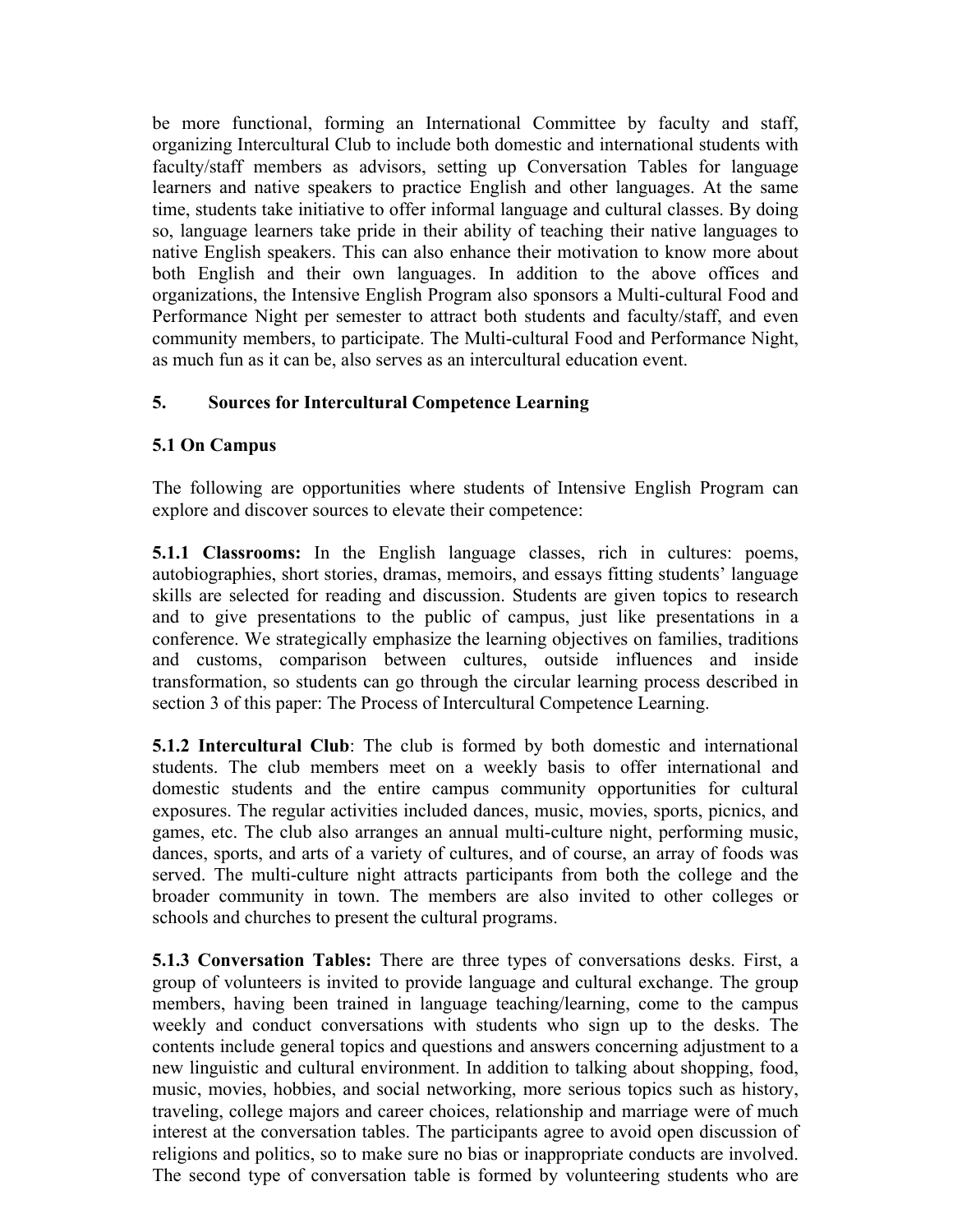be more functional, forming an International Committee by faculty and staff, organizing Intercultural Club to include both domestic and international students with faculty/staff members as advisors, setting up Conversation Tables for language learners and native speakers to practice English and other languages. At the same time, students take initiative to offer informal language and cultural classes. By doing so, language learners take pride in their ability of teaching their native languages to native English speakers. This can also enhance their motivation to know more about both English and their own languages. In addition to the above offices and organizations, the Intensive English Program also sponsors a Multi-cultural Food and Performance Night per semester to attract both students and faculty/staff, and even community members, to participate. The Multi-cultural Food and Performance Night, as much fun as it can be, also serves as an intercultural education event.

## 5. Sources for Intercultural Competence Learning

### 5.1 On Campus

The following are opportunities where students of Intensive English Program can explore and discover sources to elevate their competence:

**5.1.1 Classrooms:** In the English language classes, rich in cultures: poems, autobiographies, short stories, dramas, memoirs, and essays fitting students' language skills are selected for reading and discussion. Students are given topics to research and to give presentations to the public of campus, just like presentations in a conference. We strategically emphasize the learning objectives on families, traditions and customs, comparison between cultures, outside influences and inside transformation, so students can go through the circular learning process described in section 3 of this paper: The Process of Intercultural Competence Learning.

**5.1.2 Intercultural Club**: The club is formed by both domestic and international students. The club members meet on a weekly basis to offer international and domestic students and the entire campus community opportunities for cultural exposures. The regular activities included dances, music, movies, sports, picnics, and games, etc. The club also arranges an annual multi-culture night, performing music, dances, sports, and arts of a variety of cultures, and of course, an array of foods was served. The multi-culture night attracts participants from both the college and the broader community in town. The members are also invited to other colleges or schools and churches to present the cultural programs.

**5.1.3 Conversation Tables:** There are three types of conversations desks. First, a group of volunteers is invited to provide language and cultural exchange. The group members, having been trained in language teaching/learning, come to the campus weekly and conduct conversations with students who sign up to the desks. The contents include general topics and questions and answers concerning adjustment to a new linguistic and cultural environment. In addition to talking about shopping, food, music, movies, hobbies, and social networking, more serious topics such as history, traveling, college majors and career choices, relationship and marriage were of much interest at the conversation tables. The participants agree to avoid open discussion of religions and politics, so to make sure no bias or inappropriate conducts are involved. The second type of conversation table is formed by volunteering students who are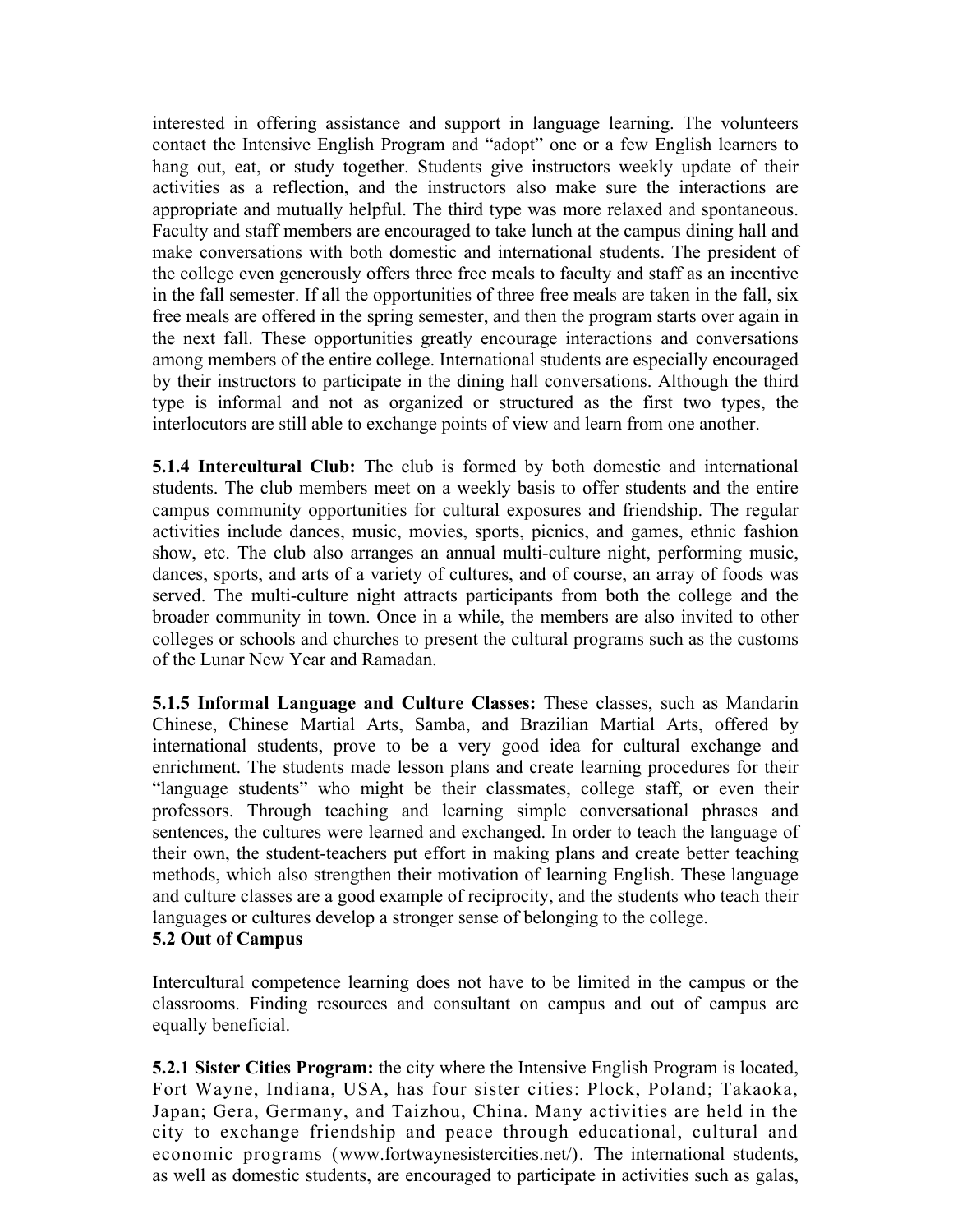interested in offering assistance and support in language learning. The volunteers contact the Intensive English Program and "adopt" one or a few English learners to hang out, eat, or study together. Students give instructors weekly update of their activities as a reflection, and the instructors also make sure the interactions are appropriate and mutually helpful. The third type was more relaxed and spontaneous. Faculty and staff members are encouraged to take lunch at the campus dining hall and make conversations with both domestic and international students. The president of the college even generously offers three free meals to faculty and staff as an incentive in the fall semester. If all the opportunities of three free meals are taken in the fall, six free meals are offered in the spring semester, and then the program starts over again in the next fall. These opportunities greatly encourage interactions and conversations among members of the entire college. International students are especially encouraged by their instructors to participate in the dining hall conversations. Although the third type is informal and not as organized or structured as the first two types, the interlocutors are still able to exchange points of view and learn from one another.

**5.1.4 Intercultural Club:** The club is formed by both domestic and international students. The club members meet on a weekly basis to offer students and the entire campus community opportunities for cultural exposures and friendship. The regular activities include dances, music, movies, sports, picnics, and games, ethnic fashion show, etc. The club also arranges an annual multi-culture night, performing music, dances, sports, and arts of a variety of cultures, and of course, an array of foods was served. The multi-culture night attracts participants from both the college and the broader community in town. Once in a while, the members are also invited to other colleges or schools and churches to present the cultural programs such as the customs of the Lunar New Year and Ramadan.

**5.1.5 Informal Language and Culture Classes:** These classes, such as Mandarin Chinese, Chinese Martial Arts, Samba, and Brazilian Martial Arts, offered by international students, prove to be a very good idea for cultural exchange and enrichment. The students made lesson plans and create learning procedures for their "language students" who might be their classmates, college staff, or even their professors. Through teaching and learning simple conversational phrases and sentences, the cultures were learned and exchanged. In order to teach the language of their own, the student-teachers put effort in making plans and create better teaching methods, which also strengthen their motivation of learning English. These language and culture classes are a good example of reciprocity, and the students who teach their languages or cultures develop a stronger sense of belonging to the college.

**5.2 Out of Campus**

Intercultural competence learning does not have to be limited in the campus or the classrooms. Finding resources and consultant on campus and out of campus are equally beneficial.

**5.2.1 Sister Cities Program:** the city where the Intensive English Program is located, Fort Wayne, Indiana, USA, has four sister cities: Plock, Poland; Takaoka, Japan; Gera, Germany, and Taizhou, China. Many activities are held in the city to exchange friendship and peace through educational, cultural and economic programs (www.fortwaynesistercities.net/). The international students, as well as domestic students, are encouraged to participate in activities such as galas,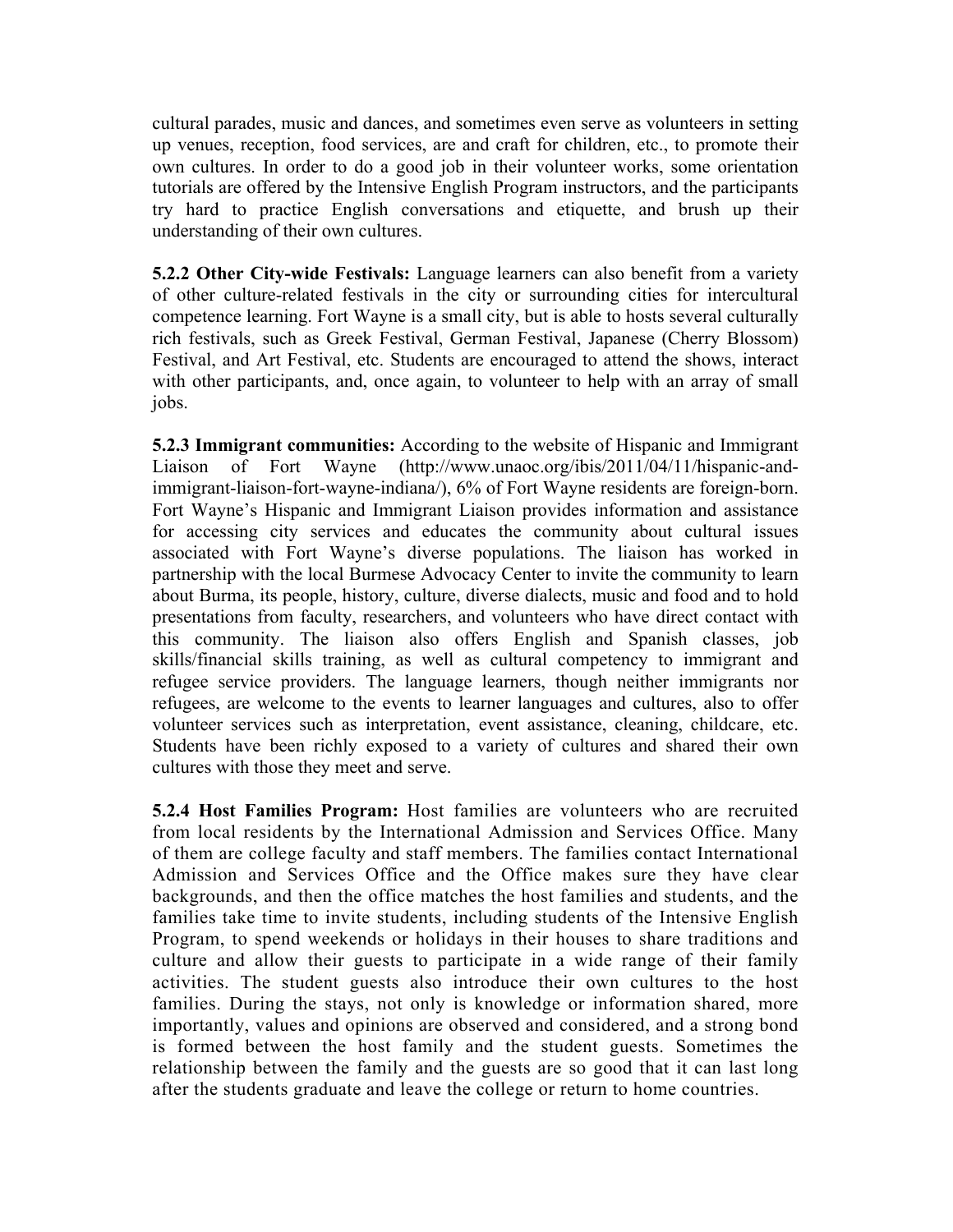cultural parades, music and dances, and sometimes even serve as volunteers in setting up venues, reception, food services, are and craft for children, etc., to promote their own cultures. In order to do a good job in their volunteer works, some orientation tutorials are offered by the Intensive English Program instructors, and the participants try hard to practice English conversations and etiquette, and brush up their understanding of their own cultures.

**5.2.2 Other City-wide Festivals:** Language learners can also benefit from a variety of other culture-related festivals in the city or surrounding cities for intercultural competence learning. Fort Wayne is a small city, but is able to hosts several culturally rich festivals, such as Greek Festival, German Festival, Japanese (Cherry Blossom) Festival, and Art Festival, etc. Students are encouraged to attend the shows, interact with other participants, and, once again, to volunteer to help with an array of small jobs.

**5.2.3 Immigrant communities:** According to the website of Hispanic and Immigrant Liaison of Fort Wayne (http://www.unaoc.org/ibis/2011/04/11/hispanic-and-immigrant-liaison-fort-wayne-indiana/), 6% of Fort Wayne residents are foreign-born. Fort Wayne's Hispanic and Immigrant Liaison provides information and assistance for accessing city services and educates the community about cultural issues associated with Fort Wayne's diverse populations. The liaison has worked in partnership with the local Burmese Advocacy Center to invite the community to learn about Burma, its people, history, culture, diverse dialects, music and food and to hold presentations from faculty, researchers, and volunteers who have direct contact with this community. The liaison also offers English and Spanish classes, job skills/financial skills training, as well as cultural competency to immigrant and refugee service providers. The language learners, though neither immigrants nor refugees, are welcome to the events to learner languages and cultures, also to offer volunteer services such as interpretation, event assistance, cleaning, childcare, etc. Students have been richly exposed to a variety of cultures and shared their own cultures with those they meet and serve.

**5.2.4 Host Families Program:** Host families are volunteers who are recruited from local residents by the International Admission and Services Office. Many of them are college faculty and staff members. The families contact International Admission and Services Office and the Office makes sure they have clear backgrounds, and then the office matches the host families and students, and the families take time to invite students, including students of the Intensive English Program, to spend weekends or holidays in their houses to share traditions and culture and allow their guests to participate in a wide range of their family activities. The student guests also introduce their own cultures to the host families. During the stays, not only is knowledge or information shared, more importantly, values and opinions are observed and considered, and a strong bond is formed between the host family and the student guests. Sometimes the relationship between the family and the guests are so good that it can last long after the students graduate and leave the college or return to home countries.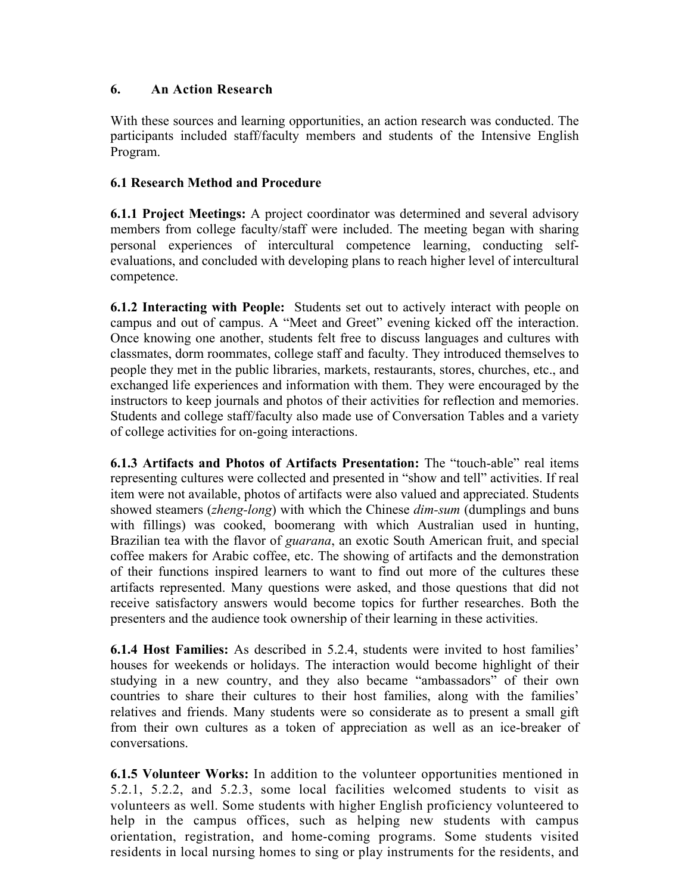## 6. An Action Research

With these sources and learning opportunities, an action research was conducted. The participants included staff/faculty members and students of the Intensive English Program.

### 6.1 Research Method and Procedure

**6.1.1 Project Meetings:** A project coordinator was determined and several advisory members from college faculty/staff were included. The meeting began with sharing personal experiences of intercultural competence learning, conducting self-evaluations, and concluded with developing plans to reach higher level of intercultural competence.

**6.1.2 Interacting with People:** Students set out to actively interact with people on campus and out of campus. A "Meet and Greet" evening kicked off the interaction. Once knowing one another, students felt free to discuss languages and cultures with classmates, dorm roommates, college staff and faculty. They introduced themselves to people they met in the public libraries, markets, restaurants, stores, churches, etc., and exchanged life experiences and information with them. They were encouraged by the instructors to keep journals and photos of their activities for reflection and memories. Students and college staff/faculty also made use of Conversation Tables and a variety of college activities for on-going interactions.

**6.1.3 Artifacts and Photos of Artifacts Presentation:** The "touch-able" real items representing cultures were collected and presented in "show and tell" activities. If real item were not available, photos of artifacts were also valued and appreciated. Students showed steamers (*zheng-long*) with which the Chinese *dim-sum* (dumplings and buns with fillings) was cooked, boomerang with which Australian used in hunting, Brazilian tea with the flavor of *guarana*, an exotic South American fruit, and special coffee makers for Arabic coffee, etc. The showing of artifacts and the demonstration of their functions inspired learners to want to find out more of the cultures these artifacts represented. Many questions were asked, and those questions that did not receive satisfactory answers would become topics for further researches. Both the presenters and the audience took ownership of their learning in these activities.

**6.1.4 Host Families:** As described in 5.2.4, students were invited to host families' houses for weekends or holidays. The interaction would become highlight of their studying in a new country, and they also became "ambassadors" of their own countries to share their cultures to their host families, along with the families' relatives and friends. Many students were so considerate as to present a small gift from their own cultures as a token of appreciation as well as an ice-breaker of conversations.

**6.1.5 Volunteer Works:** In addition to the volunteer opportunities mentioned in 5.2.1, 5.2.2, and 5.2.3, some local facilities welcomed students to visit as volunteers as well. Some students with higher English proficiency volunteered to help in the campus offices, such as helping new students with campus orientation, registration, and home-coming programs. Some students visited residents in local nursing homes to sing or play instruments for the residents, and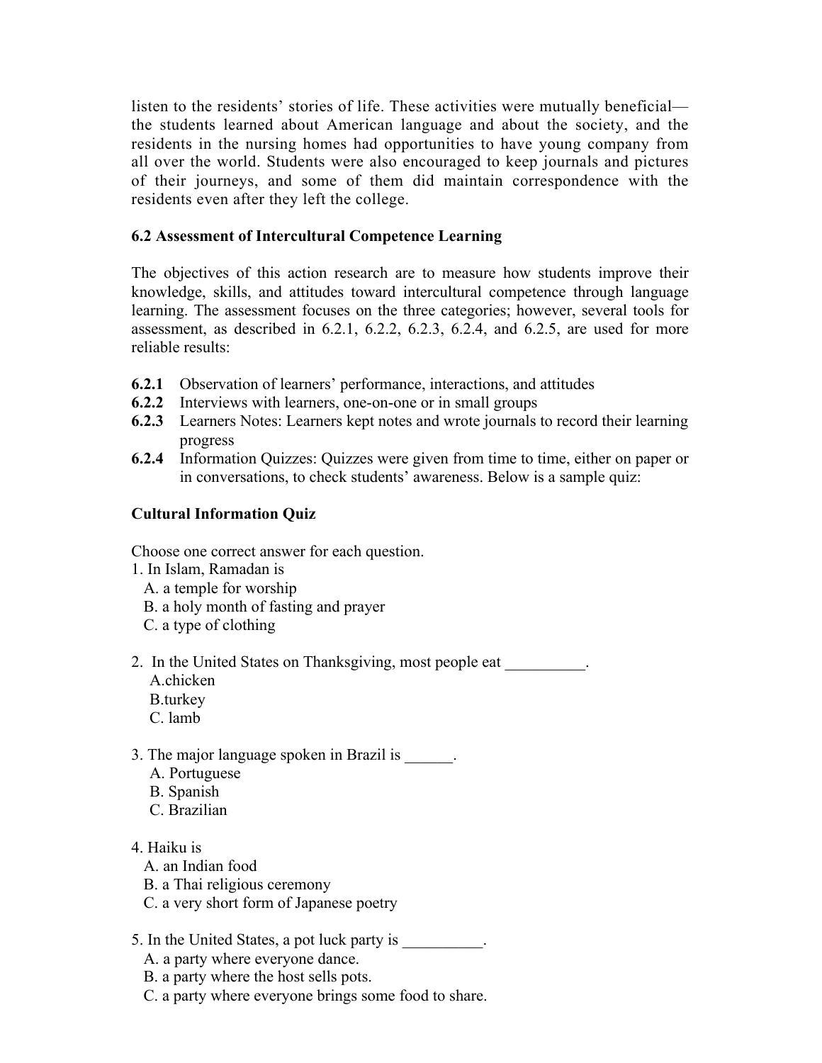listen to the residents' stories of life. These activities were mutually beneficial—the students learned about American language and about the society, and the residents in the nursing homes had opportunities to have young company from all over the world. Students were also encouraged to keep journals and pictures of their journeys, and some of them did maintain correspondence with the residents even after they left the college.

### 6.2 Assessment of Intercultural Competence Learning

The objectives of this action research are to measure how students improve their knowledge, skills, and attitudes toward intercultural competence through language learning. The assessment focuses on the three categories; however, several tools for assessment, as described in 6.2.1, 6.2.2, 6.2.3, 6.2.4, and 6.2.5, are used for more reliable results:

**6.2.1** Observation of learners' performance, interactions, and attitudes
**6.2.2** Interviews with learners, one-on-one or in small groups
**6.2.3** Learners Notes: Learners kept notes and wrote journals to record their learning progress
**6.2.4** Information Quizzes: Quizzes were given from time to time, either on paper or in conversations, to check students' awareness. Below is a sample quiz:

**Cultural Information Quiz**

Choose one correct answer for each question.

1. In Islam, Ramadan is
   A. a temple for worship
   B. a holy month of fasting and prayer
   C. a type of clothing

2. In the United States on Thanksgiving, most people eat __________.
   A.chicken
   B.turkey
   C. lamb

3. The major language spoken in Brazil is ______.
   A. Portuguese
   B. Spanish
   C. Brazilian

4. Haiku is
   A. an Indian food
   B. a Thai religious ceremony
   C. a very short form of Japanese poetry

5. In the United States, a pot luck party is __________.
   A. a party where everyone dance.
   B. a party where the host sells pots.
   C. a party where everyone brings some food to share.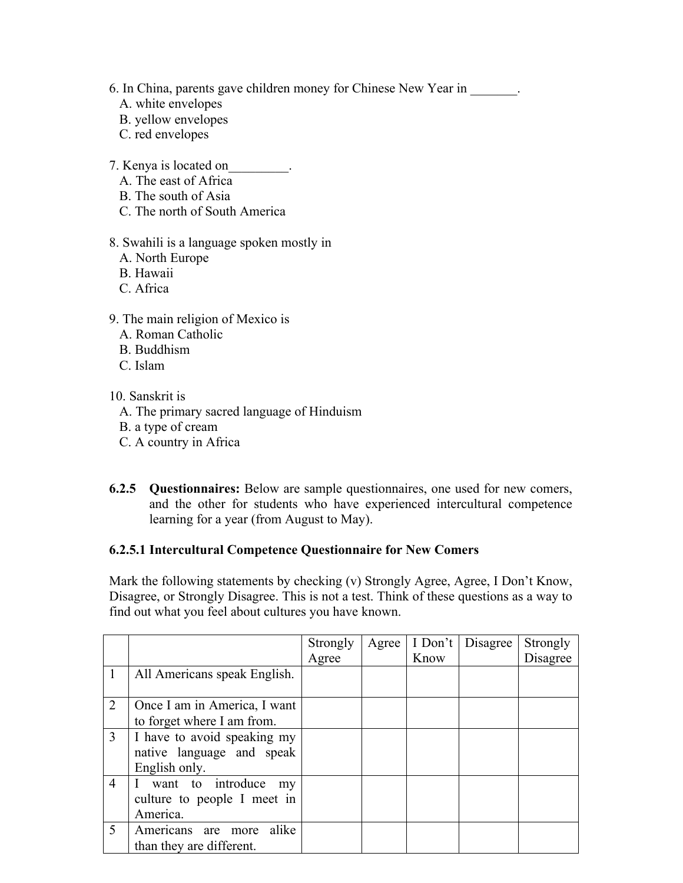6. In China, parents gave children money for Chinese New Year in _______.
   A. white envelopes
   B. yellow envelopes
   C. red envelopes

7. Kenya is located on_________.
   A. The east of Africa
   B. The south of Asia
   C. The north of South America

8. Swahili is a language spoken mostly in
   A. North Europe
   B. Hawaii
   C. Africa

9. The main religion of Mexico is
   A. Roman Catholic
   B. Buddhism
   C. Islam

10. Sanskrit is
   A. The primary sacred language of Hinduism
   B. a type of cream
   C. A country in Africa

**6.2.5 Questionnaires:** Below are sample questionnaires, one used for new comers, and the other for students who have experienced intercultural competence learning for a year (from August to May).

### 6.2.5.1 Intercultural Competence Questionnaire for New Comers

Mark the following statements by checking (v) Strongly Agree, Agree, I Don't Know, Disagree, or Strongly Disagree. This is not a test. Think of these questions as a way to find out what you feel about cultures you have known.

| | | Strongly Agree | Agree | I Don't Know | Disagree | Strongly Disagree |
|---|---|---|---|---|---|---|
| 1 | All Americans speak English. | | | | | |
| 2 | Once I am in America, I want to forget where I am from. | | | | | |
| 3 | I have to avoid speaking my native language and speak English only. | | | | | |
| 4 | I want to introduce my culture to people I meet in America. | | | | | |
| 5 | Americans are more alike than they are different. | | | | | |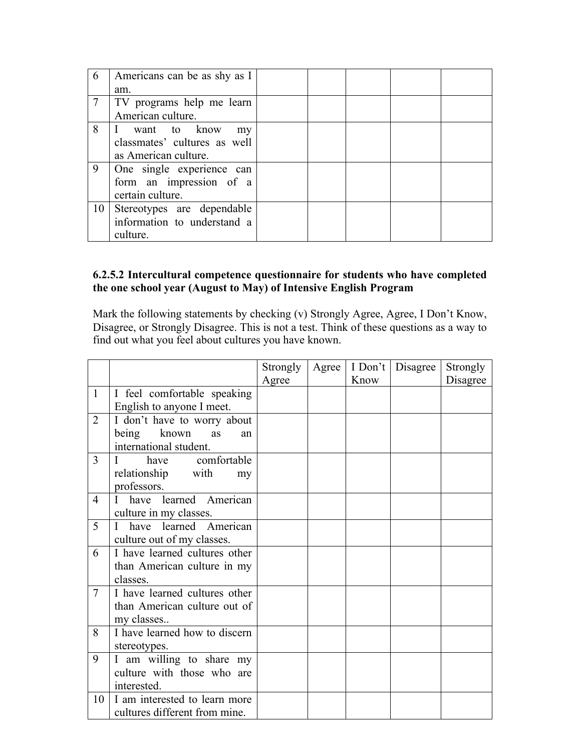| | | | | | | |
|---|---|---|---|---|---|---|
| 6 | Americans can be as shy as I am. | | | | | |
| 7 | TV programs help me learn American culture. | | | | | |
| 8 | I want to know my classmates' cultures as well as American culture. | | | | | |
| 9 | One single experience can form an impression of a certain culture. | | | | | |
| 10 | Stereotypes are dependable information to understand a culture. | | | | | |

### 6.2.5.2 Intercultural competence questionnaire for students who have completed the one school year (August to May) of Intensive English Program

Mark the following statements by checking (v) Strongly Agree, Agree, I Don't Know, Disagree, or Strongly Disagree. This is not a test. Think of these questions as a way to find out what you feel about cultures you have known.

| | | Strongly Agree | Agree | I Don't Know | Disagree | Strongly Disagree |
|---|---|---|---|---|---|---|
| 1 | I feel comfortable speaking English to anyone I meet. | | | | | |
| 2 | I don't have to worry about being known as an international student. | | | | | |
| 3 | I have comfortable relationship with my professors. | | | | | |
| 4 | I have learned American culture in my classes. | | | | | |
| 5 | I have learned American culture out of my classes. | | | | | |
| 6 | I have learned cultures other than American culture in my classes. | | | | | |
| 7 | I have learned cultures other than American culture out of my classes.. | | | | | |
| 8 | I have learned how to discern stereotypes. | | | | | |
| 9 | I am willing to share my culture with those who are interested. | | | | | |
| 10 | I am interested to learn more cultures different from mine. | | | | | |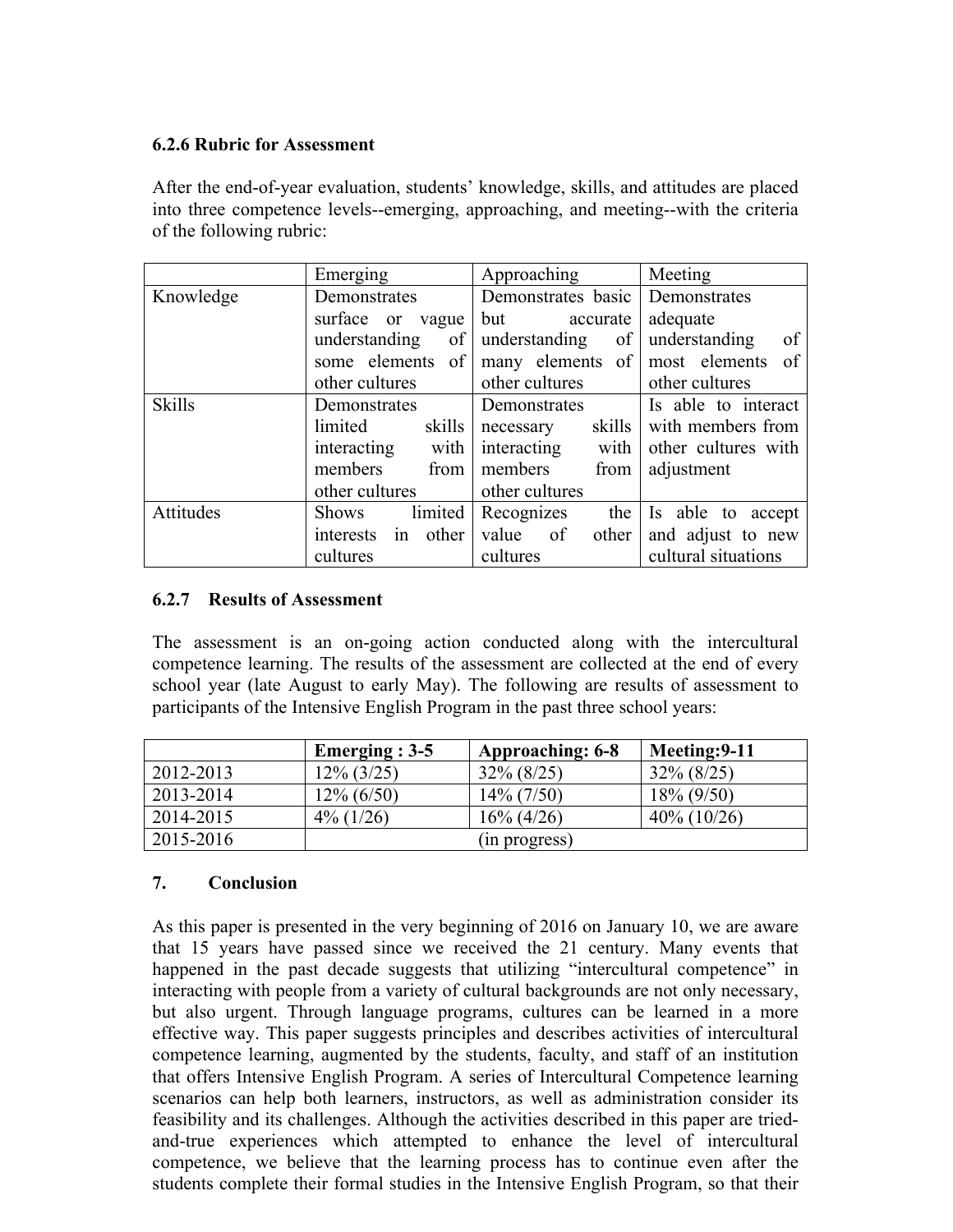### 6.2.6 Rubric for Assessment

After the end-of-year evaluation, students' knowledge, skills, and attitudes are placed into three competence levels--emerging, approaching, and meeting--with the criteria of the following rubric:

| | Emerging | Approaching | Meeting |
|---|---|---|---|
| Knowledge | Demonstrates surface or vague understanding of some elements of other cultures | Demonstrates basic but accurate understanding of many elements of other cultures | Demonstrates adequate understanding of most elements of other cultures |
| Skills | Demonstrates limited skills interacting with members from other cultures | Demonstrates necessary skills interacting with members from other cultures | Is able to interact with members from other cultures with adjustment |
| Attitudes | Shows limited interests in other cultures | Recognizes the value of other cultures | Is able to accept and adjust to new cultural situations |

### 6.2.7 Results of Assessment

The assessment is an on-going action conducted along with the intercultural competence learning. The results of the assessment are collected at the end of every school year (late August to early May). The following are results of assessment to participants of the Intensive English Program in the past three school years:

| | **Emerging : 3-5** | **Approaching: 6-8** | **Meeting:9-11** |
|---|---|---|---|
| 2012-2013 | 12% (3/25) | 32% (8/25) | 32% (8/25) |
| 2013-2014 | 12% (6/50) | 14% (7/50) | 18% (9/50) |
| 2014-2015 | 4% (1/26) | 16% (4/26) | 40% (10/26) |
| 2015-2016 | (in progress) | | |

## 7. Conclusion

As this paper is presented in the very beginning of 2016 on January 10, we are aware that 15 years have passed since we received the 21 century. Many events that happened in the past decade suggests that utilizing "intercultural competence" in interacting with people from a variety of cultural backgrounds are not only necessary, but also urgent. Through language programs, cultures can be learned in a more effective way. This paper suggests principles and describes activities of intercultural competence learning, augmented by the students, faculty, and staff of an institution that offers Intensive English Program. A series of Intercultural Competence learning scenarios can help both learners, instructors, as well as administration consider its feasibility and its challenges. Although the activities described in this paper are tried-and-true experiences which attempted to enhance the level of intercultural competence, we believe that the learning process has to continue even after the students complete their formal studies in the Intensive English Program, so that their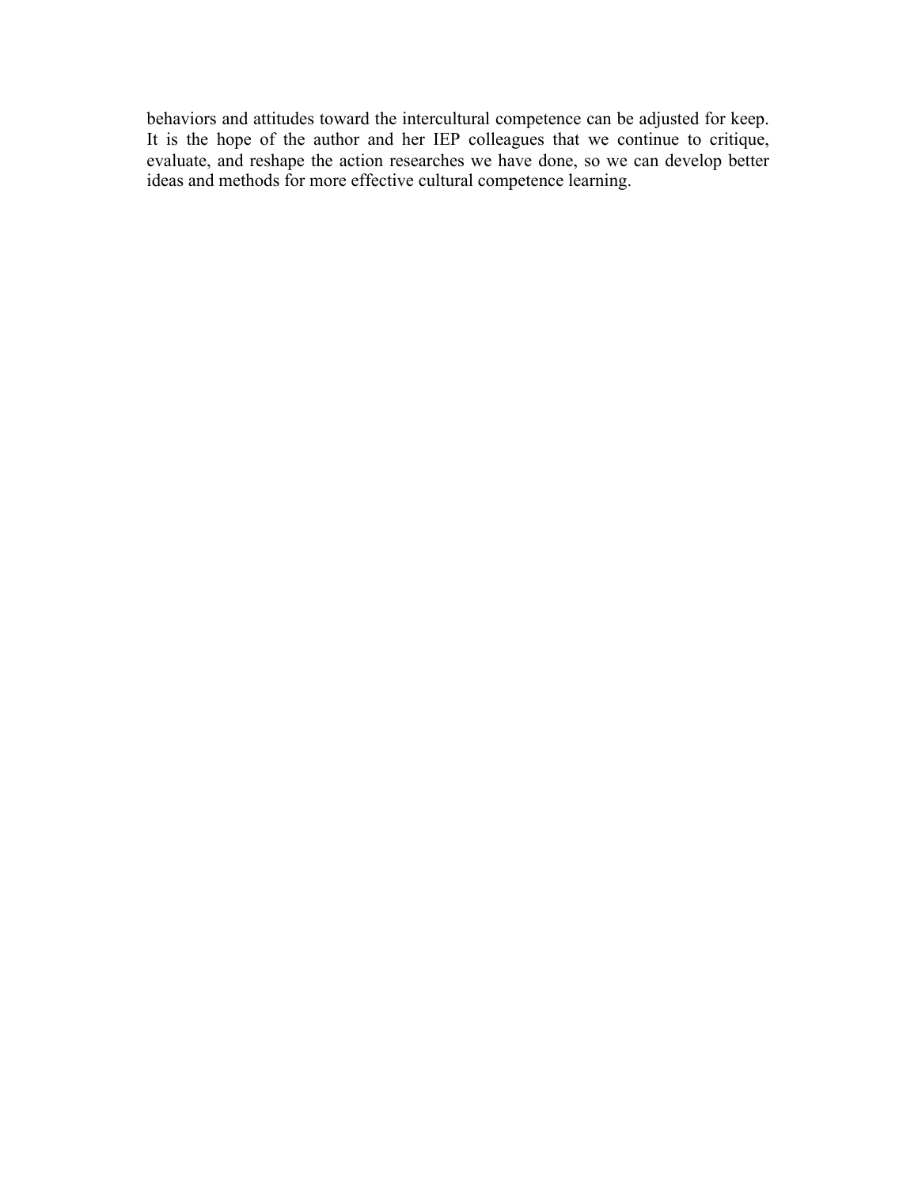behaviors and attitudes toward the intercultural competence can be adjusted for keep. It is the hope of the author and her IEP colleagues that we continue to critique, evaluate, and reshape the action researches we have done, so we can develop better ideas and methods for more effective cultural competence learning.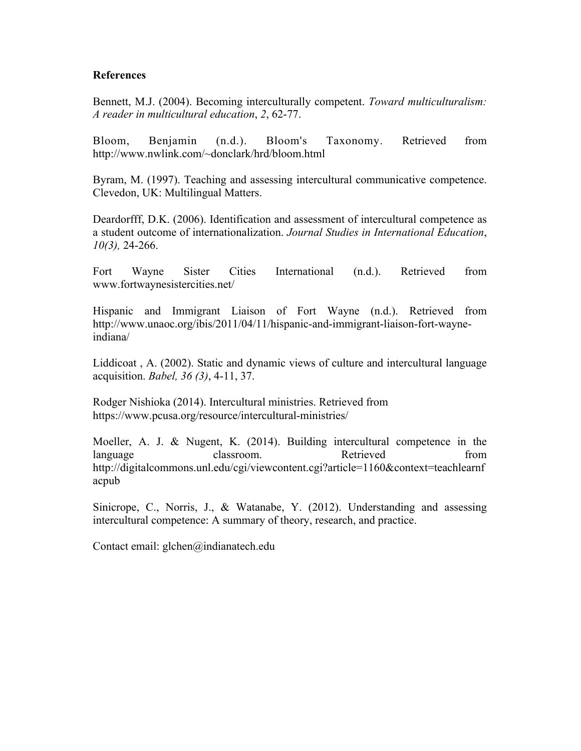**References**

Bennett, M.J. (2004). Becoming interculturally competent. *Toward multiculturalism: A reader in multicultural education*, *2*, 62-77.

Bloom, Benjamin (n.d.). Bloom's Taxonomy. Retrieved from http://www.nwlink.com/~donclark/hrd/bloom.html

Byram, M. (1997). Teaching and assessing intercultural communicative competence. Clevedon, UK: Multilingual Matters.

Deardorfff, D.K. (2006). Identification and assessment of intercultural competence as a student outcome of internationalization. *Journal Studies in International Education*, *10(3),* 24-266.

Fort Wayne Sister Cities International (n.d.). Retrieved from www.fortwaynesistercities.net/

Hispanic and Immigrant Liaison of Fort Wayne (n.d.). Retrieved from http://www.unaoc.org/ibis/2011/04/11/hispanic-and-immigrant-liaison-fort-wayne-indiana/

Liddicoat , A. (2002). Static and dynamic views of culture and intercultural language acquisition. *Babel, 36 (3)*, 4-11, 37.

Rodger Nishioka (2014). Intercultural ministries. Retrieved from https://www.pcusa.org/resource/intercultural-ministries/

Moeller, A. J. & Nugent, K. (2014). Building intercultural competence in the language classroom. Retrieved from http://digitalcommons.unl.edu/cgi/viewcontent.cgi?article=1160&context=teachlearnfacpub

Sinicrope, C., Norris, J., & Watanabe, Y. (2012). Understanding and assessing intercultural competence: A summary of theory, research, and practice.

Contact email: glchen@indianatech.edu